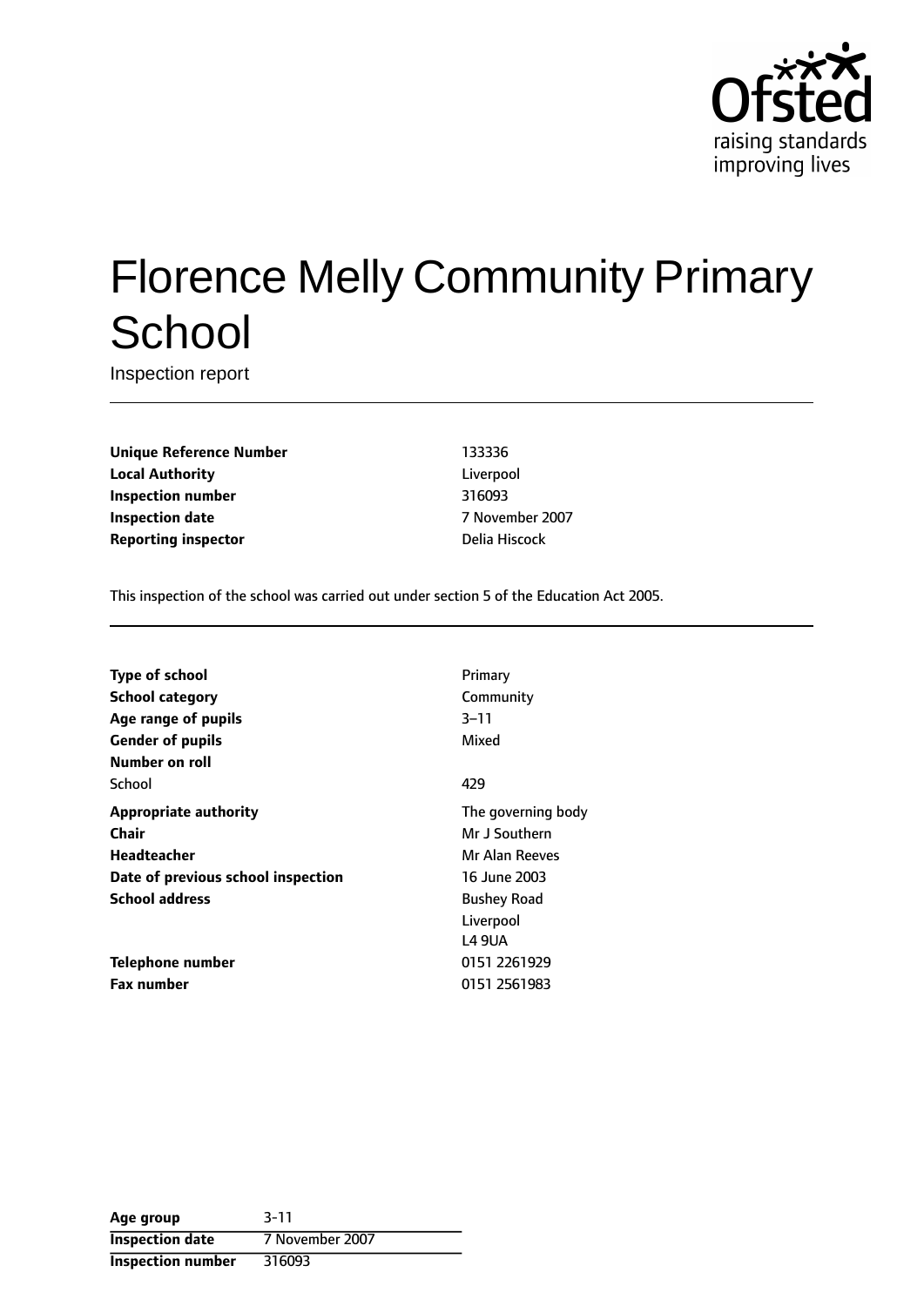# Florence Melly Community Primary School

Inspection report

| | |
|---|---|
| **Unique Reference Number** | 133336 |
| **Local Authority** | Liverpool |
| **Inspection number** | 316093 |
| **Inspection date** | 7 November 2007 |
| **Reporting inspector** | Delia Hiscock |

This inspection of the school was carried out under section 5 of the Education Act 2005.

| | |
|---|---|
| **Type of school** | Primary |
| **School category** | Community |
| **Age range of pupils** | 3–11 |
| **Gender of pupils** | Mixed |
| **Number on roll** | |
| School | 429 |
| **Appropriate authority** | The governing body |
| **Chair** | Mr J Southern |
| **Headteacher** | Mr Alan Reeves |
| **Date of previous school inspection** | 16 June 2003 |
| **School address** | Bushey Road<br>Liverpool<br>L4 9UA |
| **Telephone number** | 0151 2261929 |
| **Fax number** | 0151 2561983 |

| | |
|---|---|
| **Age group** | 3-11 |
| **Inspection date** | 7 November 2007 |
| **Inspection number** | 316093 |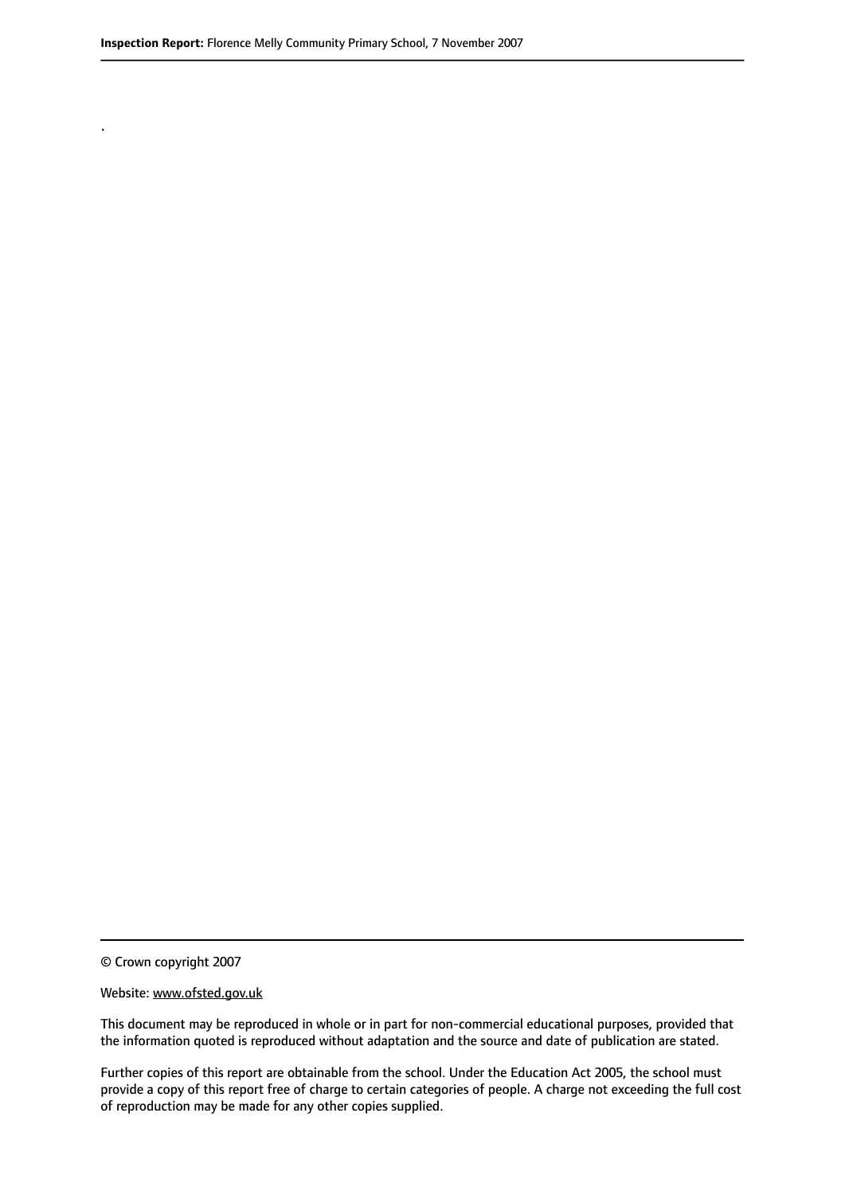.

© Crown copyright 2007

Website: www.ofsted.gov.uk

This document may be reproduced in whole or in part for non-commercial educational purposes, provided that the information quoted is reproduced without adaptation and the source and date of publication are stated.

Further copies of this report are obtainable from the school. Under the Education Act 2005, the school must provide a copy of this report free of charge to certain categories of people. A charge not exceeding the full cost of reproduction may be made for any other copies supplied.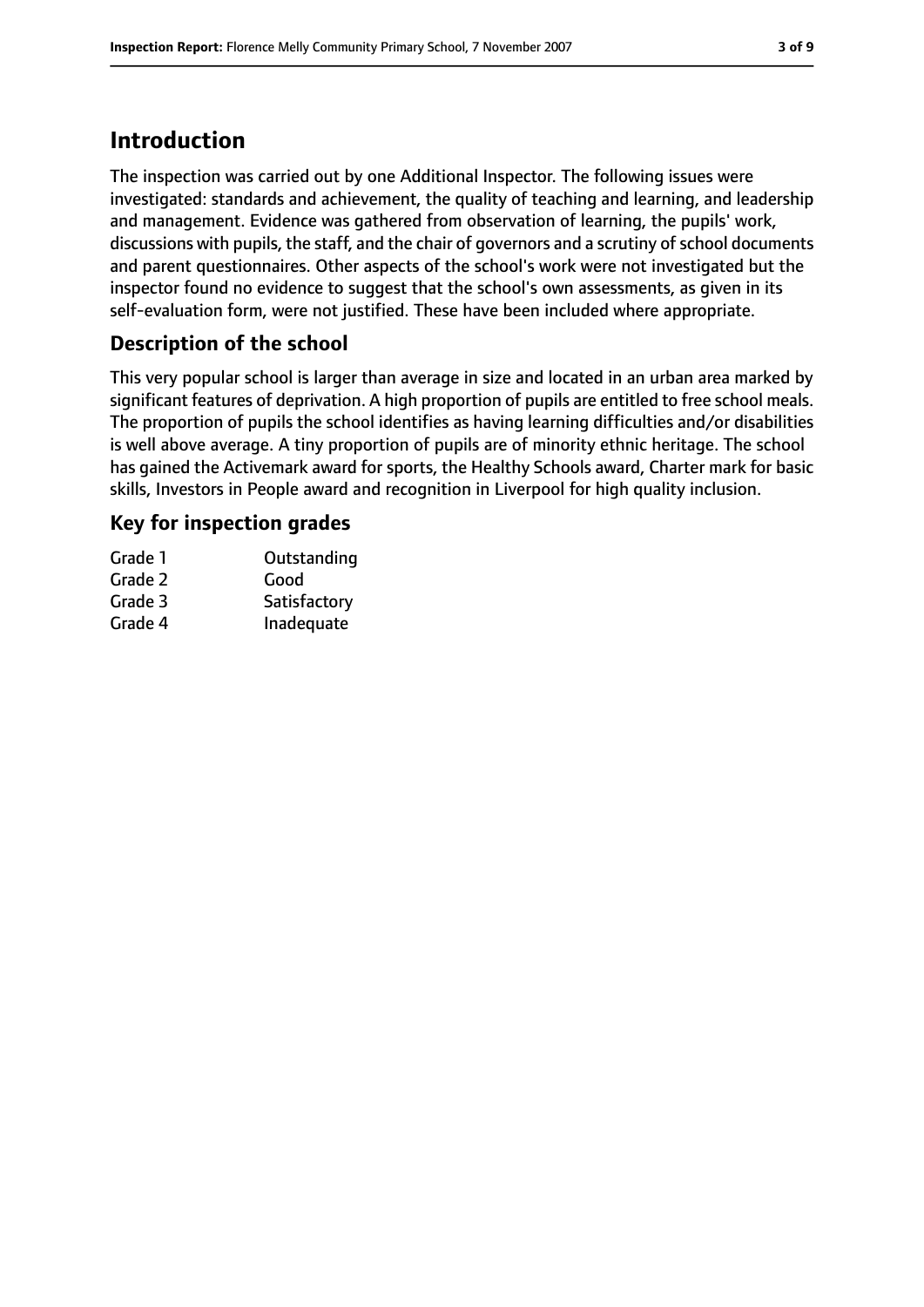# Introduction

The inspection was carried out by one Additional Inspector. The following issues were investigated: standards and achievement, the quality of teaching and learning, and leadership and management. Evidence was gathered from observation of learning, the pupils' work, discussions with pupils, the staff, and the chair of governors and a scrutiny of school documents and parent questionnaires. Other aspects of the school's work were not investigated but the inspector found no evidence to suggest that the school's own assessments, as given in its self-evaluation form, were not justified. These have been included where appropriate.

## Description of the school

This very popular school is larger than average in size and located in an urban area marked by significant features of deprivation. A high proportion of pupils are entitled to free school meals. The proportion of pupils the school identifies as having learning difficulties and/or disabilities is well above average. A tiny proportion of pupils are of minority ethnic heritage. The school has gained the Activemark award for sports, the Healthy Schools award, Charter mark for basic skills, Investors in People award and recognition in Liverpool for high quality inclusion.

## Key for inspection grades

| | |
|---|---|
| Grade 1 | Outstanding |
| Grade 2 | Good |
| Grade 3 | Satisfactory |
| Grade 4 | Inadequate |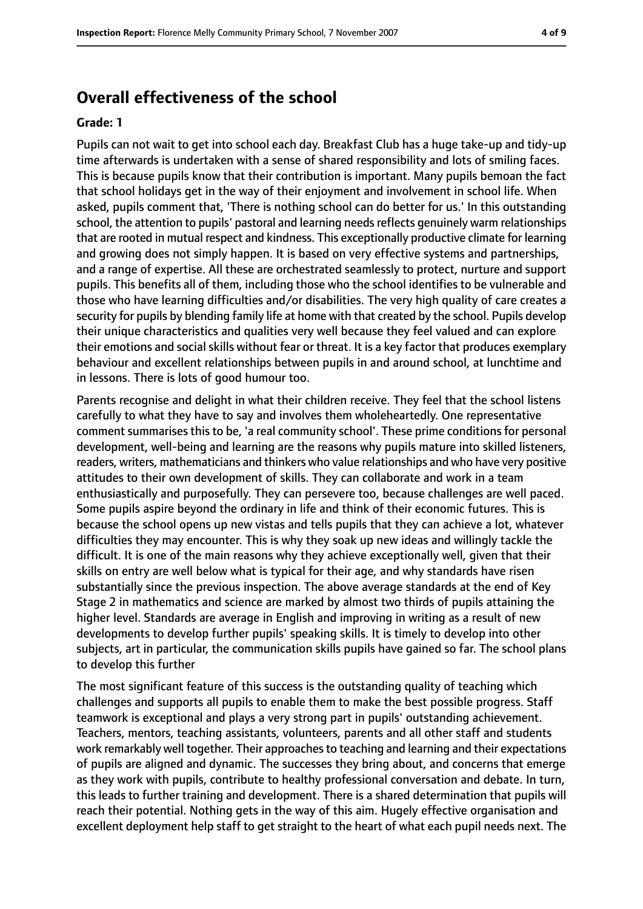## Overall effectiveness of the school

**Grade: 1**

Pupils can not wait to get into school each day. Breakfast Club has a huge take-up and tidy-up time afterwards is undertaken with a sense of shared responsibility and lots of smiling faces. This is because pupils know that their contribution is important. Many pupils bemoan the fact that school holidays get in the way of their enjoyment and involvement in school life. When asked, pupils comment that, 'There is nothing school can do better for us.' In this outstanding school, the attention to pupils' pastoral and learning needs reflects genuinely warm relationships that are rooted in mutual respect and kindness. This exceptionally productive climate for learning and growing does not simply happen. It is based on very effective systems and partnerships, and a range of expertise. All these are orchestrated seamlessly to protect, nurture and support pupils. This benefits all of them, including those who the school identifies to be vulnerable and those who have learning difficulties and/or disabilities. The very high quality of care creates a security for pupils by blending family life at home with that created by the school. Pupils develop their unique characteristics and qualities very well because they feel valued and can explore their emotions and social skills without fear or threat. It is a key factor that produces exemplary behaviour and excellent relationships between pupils in and around school, at lunchtime and in lessons. There is lots of good humour too.

Parents recognise and delight in what their children receive. They feel that the school listens carefully to what they have to say and involves them wholeheartedly. One representative comment summarises this to be, 'a real community school'. These prime conditions for personal development, well-being and learning are the reasons why pupils mature into skilled listeners, readers, writers, mathematicians and thinkers who value relationships and who have very positive attitudes to their own development of skills. They can collaborate and work in a team enthusiastically and purposefully. They can persevere too, because challenges are well paced. Some pupils aspire beyond the ordinary in life and think of their economic futures. This is because the school opens up new vistas and tells pupils that they can achieve a lot, whatever difficulties they may encounter. This is why they soak up new ideas and willingly tackle the difficult. It is one of the main reasons why they achieve exceptionally well, given that their skills on entry are well below what is typical for their age, and why standards have risen substantially since the previous inspection. The above average standards at the end of Key Stage 2 in mathematics and science are marked by almost two thirds of pupils attaining the higher level. Standards are average in English and improving in writing as a result of new developments to develop further pupils' speaking skills. It is timely to develop into other subjects, art in particular, the communication skills pupils have gained so far. The school plans to develop this further

The most significant feature of this success is the outstanding quality of teaching which challenges and supports all pupils to enable them to make the best possible progress. Staff teamwork is exceptional and plays a very strong part in pupils' outstanding achievement. Teachers, mentors, teaching assistants, volunteers, parents and all other staff and students work remarkably well together. Their approaches to teaching and learning and their expectations of pupils are aligned and dynamic. The successes they bring about, and concerns that emerge as they work with pupils, contribute to healthy professional conversation and debate. In turn, this leads to further training and development. There is a shared determination that pupils will reach their potential. Nothing gets in the way of this aim. Hugely effective organisation and excellent deployment help staff to get straight to the heart of what each pupil needs next. The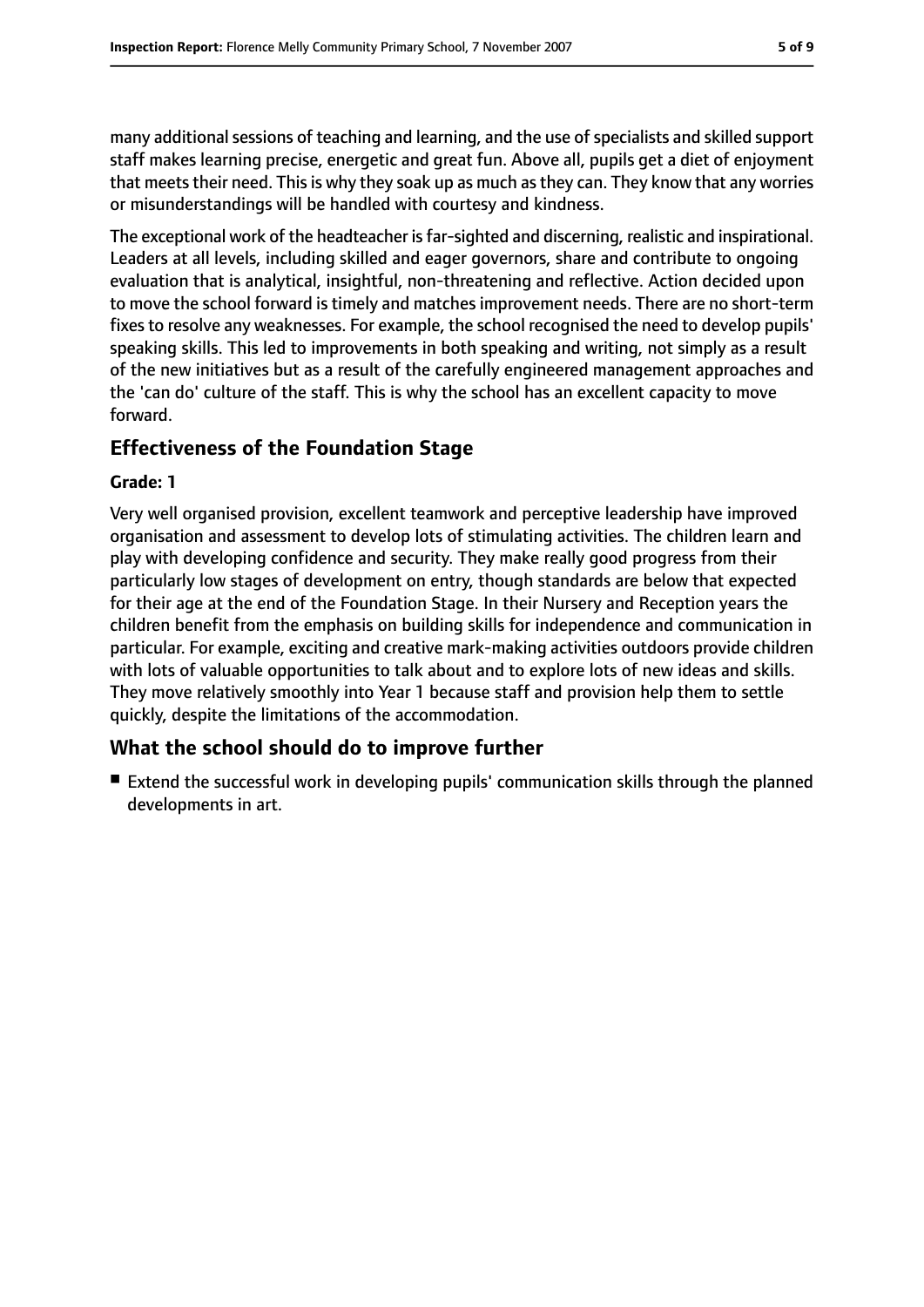many additional sessions of teaching and learning, and the use of specialists and skilled support staff makes learning precise, energetic and great fun. Above all, pupils get a diet of enjoyment that meets their need. This is why they soak up as much as they can. They know that any worries or misunderstandings will be handled with courtesy and kindness.

The exceptional work of the headteacher is far-sighted and discerning, realistic and inspirational. Leaders at all levels, including skilled and eager governors, share and contribute to ongoing evaluation that is analytical, insightful, non-threatening and reflective. Action decided upon to move the school forward is timely and matches improvement needs. There are no short-term fixes to resolve any weaknesses. For example, the school recognised the need to develop pupils' speaking skills. This led to improvements in both speaking and writing, not simply as a result of the new initiatives but as a result of the carefully engineered management approaches and the 'can do' culture of the staff. This is why the school has an excellent capacity to move forward.

## Effectiveness of the Foundation Stage

**Grade: 1**

Very well organised provision, excellent teamwork and perceptive leadership have improved organisation and assessment to develop lots of stimulating activities. The children learn and play with developing confidence and security. They make really good progress from their particularly low stages of development on entry, though standards are below that expected for their age at the end of the Foundation Stage. In their Nursery and Reception years the children benefit from the emphasis on building skills for independence and communication in particular. For example, exciting and creative mark-making activities outdoors provide children with lots of valuable opportunities to talk about and to explore lots of new ideas and skills. They move relatively smoothly into Year 1 because staff and provision help them to settle quickly, despite the limitations of the accommodation.

## What the school should do to improve further

- Extend the successful work in developing pupils' communication skills through the planned developments in art.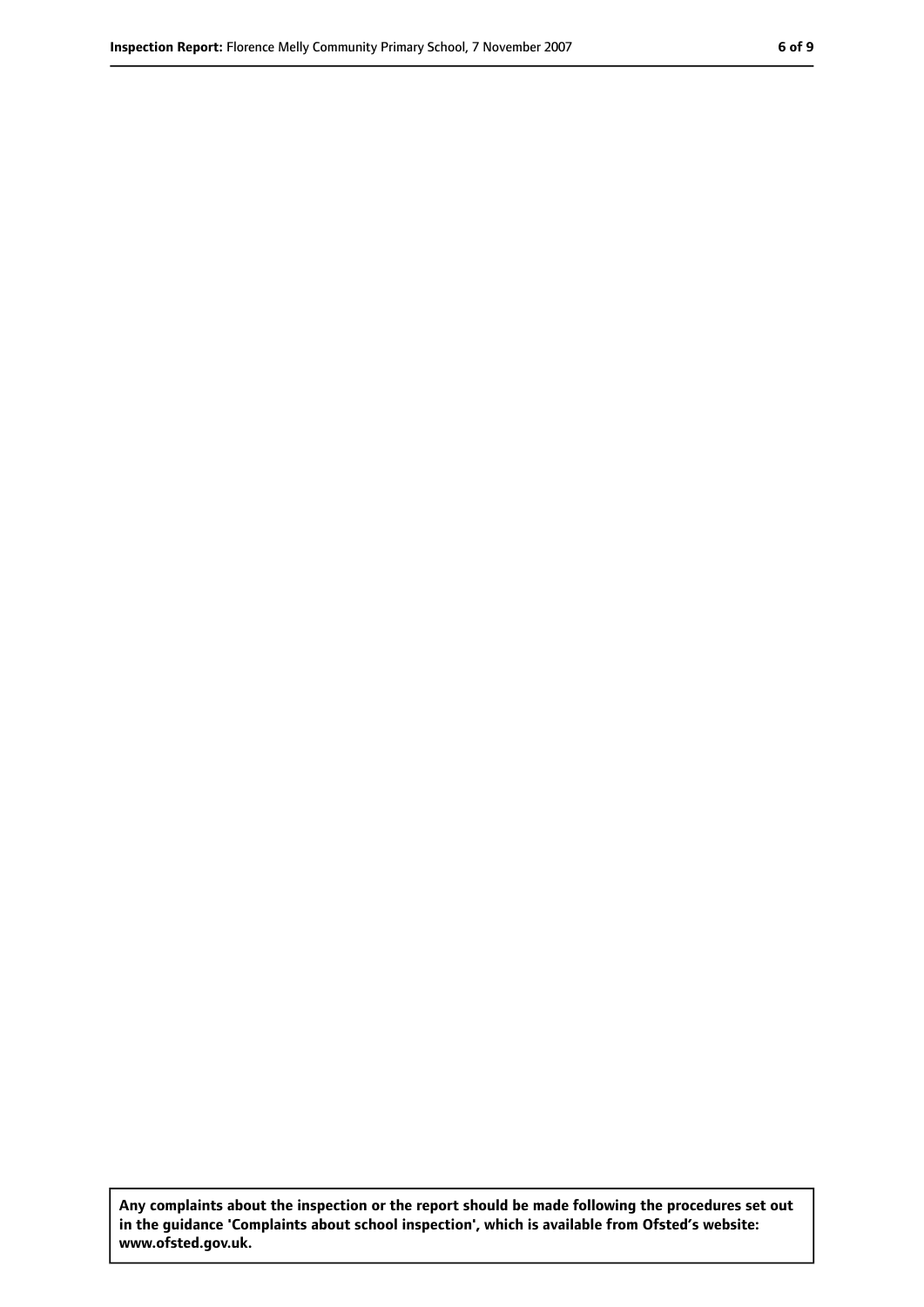**Any complaints about the inspection or the report should be made following the procedures set out in the guidance 'Complaints about school inspection', which is available from Ofsted's website: www.ofsted.gov.uk.**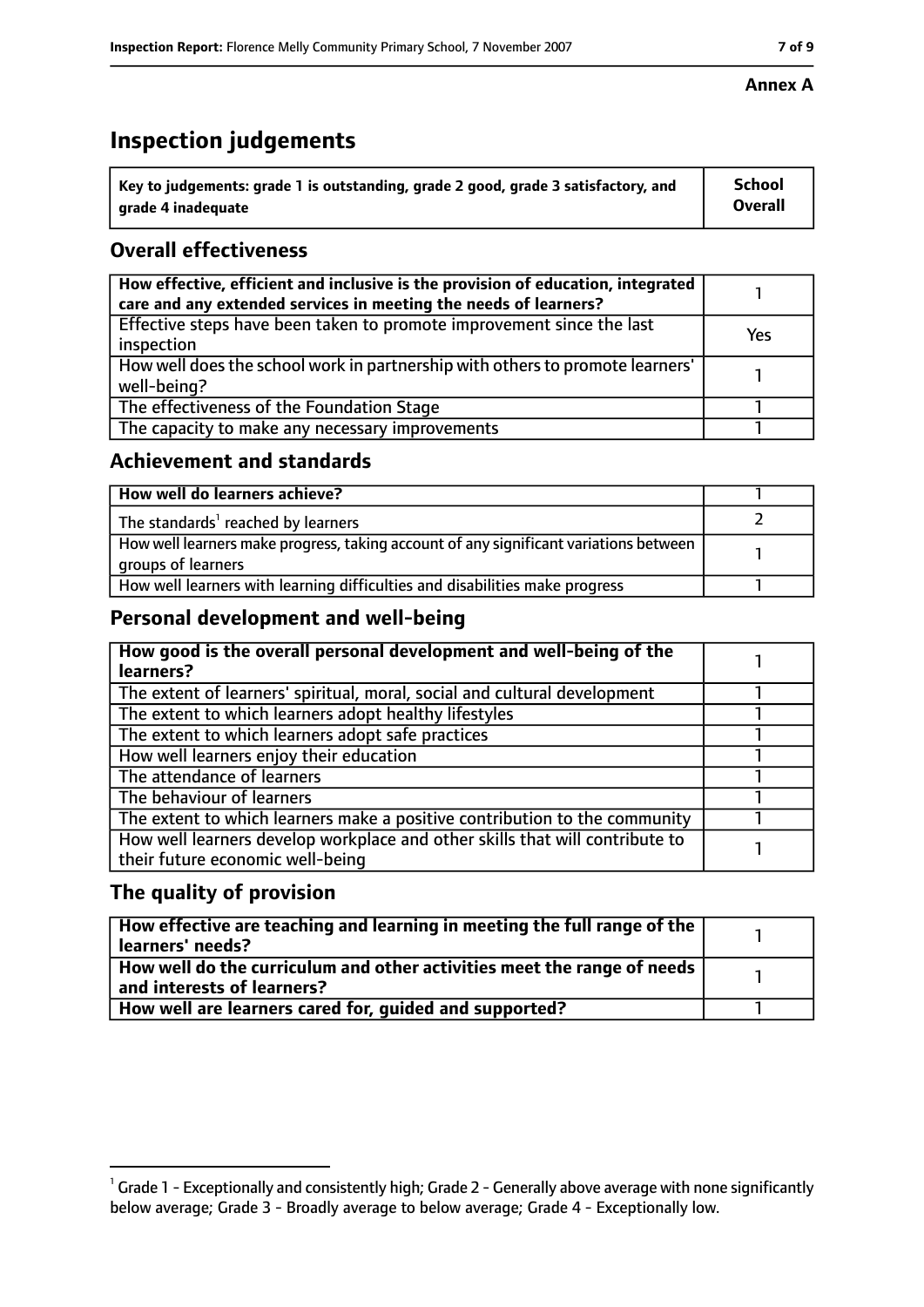**Annex A**

# Inspection judgements

| Key to judgements: grade 1 is outstanding, grade 2 good, grade 3 satisfactory, and grade 4 inadequate | School Overall |
|---|---|

## Overall effectiveness

| | |
|---|---|
| How effective, efficient and inclusive is the provision of education, integrated care and any extended services in meeting the needs of learners? | 1 |
| Effective steps have been taken to promote improvement since the last inspection | Yes |
| How well does the school work in partnership with others to promote learners' well-being? | 1 |
| The effectiveness of the Foundation Stage | 1 |
| The capacity to make any necessary improvements | 1 |

## Achievement and standards

| | |
|---|---|
| **How well do learners achieve?** | 1 |
| The standards[1] reached by learners | 2 |
| How well learners make progress, taking account of any significant variations between groups of learners | 1 |
| How well learners with learning difficulties and disabilities make progress | 1 |

## Personal development and well-being

| | |
|---|---|
| **How good is the overall personal development and well-being of the learners?** | 1 |
| The extent of learners' spiritual, moral, social and cultural development | 1 |
| The extent to which learners adopt healthy lifestyles | 1 |
| The extent to which learners adopt safe practices | 1 |
| How well learners enjoy their education | 1 |
| The attendance of learners | 1 |
| The behaviour of learners | 1 |
| The extent to which learners make a positive contribution to the community | 1 |
| How well learners develop workplace and other skills that will contribute to their future economic well-being | 1 |

## The quality of provision

| | |
|---|---|
| **How effective are teaching and learning in meeting the full range of the learners' needs?** | 1 |
| **How well do the curriculum and other activities meet the range of needs and interests of learners?** | 1 |
| **How well are learners cared for, guided and supported?** | 1 |

[1] Grade 1 - Exceptionally and consistently high; Grade 2 - Generally above average with none significantly below average; Grade 3 - Broadly average to below average; Grade 4 - Exceptionally low.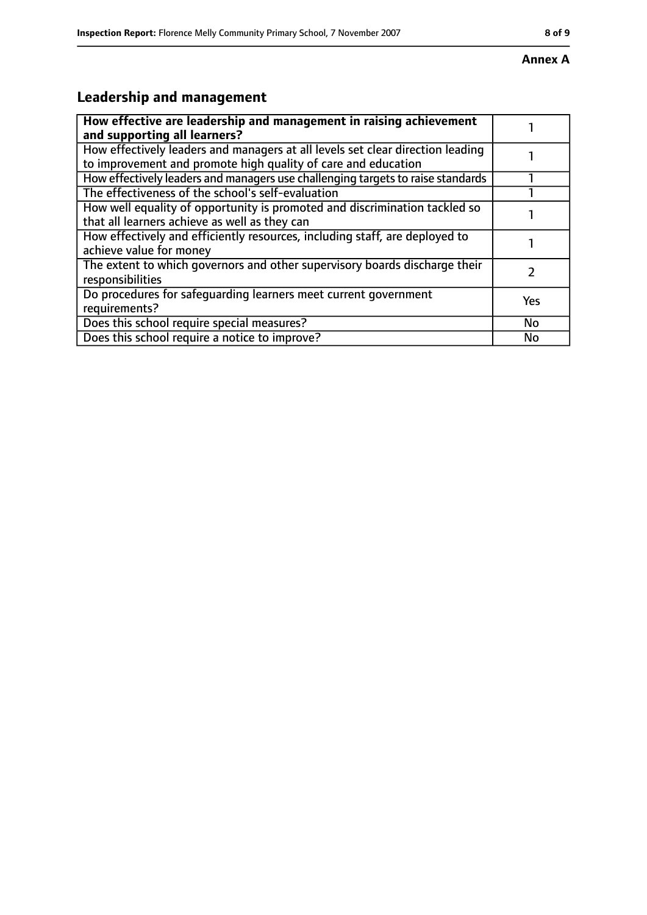**Annex A**

## Leadership and management

| How effective are leadership and management in raising achievement and supporting all learners? | 1 |
|---|---|
| How effectively leaders and managers at all levels set clear direction leading to improvement and promote high quality of care and education | 1 |
| How effectively leaders and managers use challenging targets to raise standards | 1 |
| The effectiveness of the school's self-evaluation | 1 |
| How well equality of opportunity is promoted and discrimination tackled so that all learners achieve as well as they can | 1 |
| How effectively and efficiently resources, including staff, are deployed to achieve value for money | 1 |
| The extent to which governors and other supervisory boards discharge their responsibilities | 2 |
| Do procedures for safeguarding learners meet current government requirements? | Yes |
| Does this school require special measures? | No |
| Does this school require a notice to improve? | No |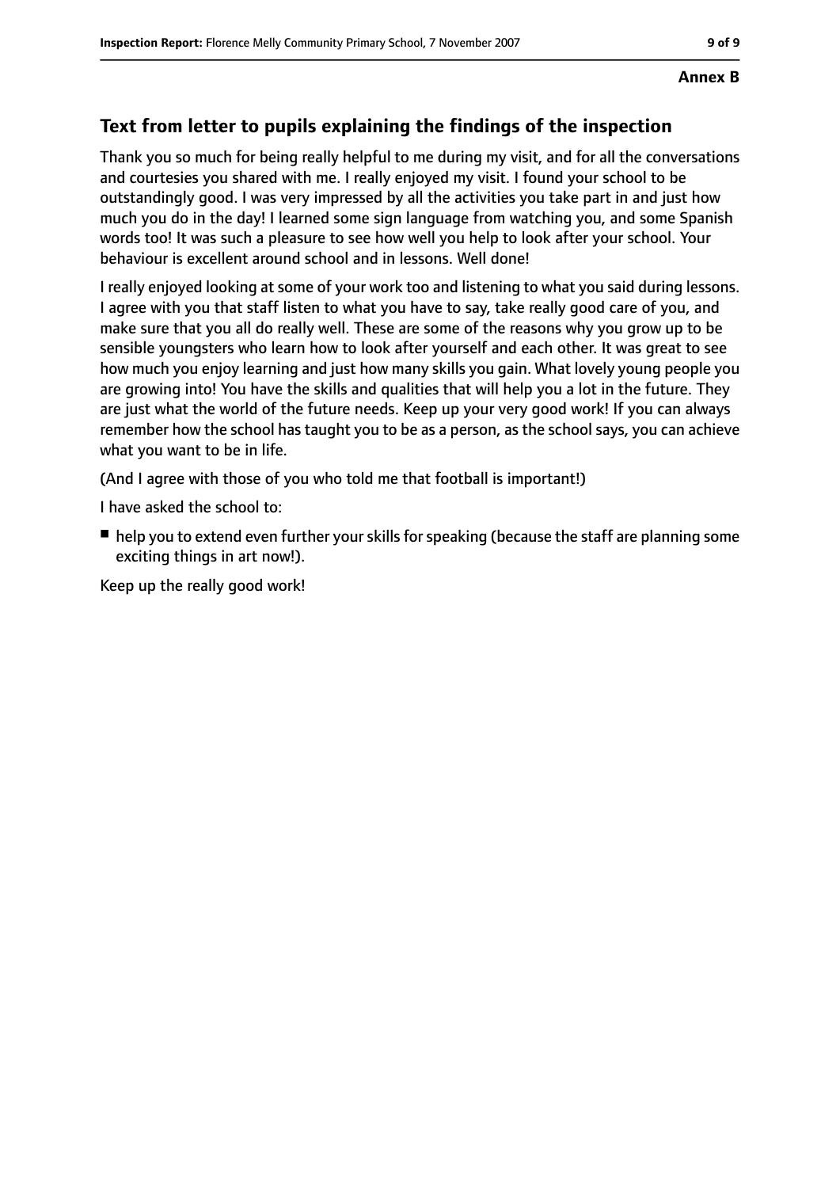**Annex B**

## Text from letter to pupils explaining the findings of the inspection

Thank you so much for being really helpful to me during my visit, and for all the conversations and courtesies you shared with me. I really enjoyed my visit. I found your school to be outstandingly good. I was very impressed by all the activities you take part in and just how much you do in the day! I learned some sign language from watching you, and some Spanish words too! It was such a pleasure to see how well you help to look after your school. Your behaviour is excellent around school and in lessons. Well done!

I really enjoyed looking at some of your work too and listening to what you said during lessons. I agree with you that staff listen to what you have to say, take really good care of you, and make sure that you all do really well. These are some of the reasons why you grow up to be sensible youngsters who learn how to look after yourself and each other. It was great to see how much you enjoy learning and just how many skills you gain. What lovely young people you are growing into! You have the skills and qualities that will help you a lot in the future. They are just what the world of the future needs. Keep up your very good work! If you can always remember how the school has taught you to be as a person, as the school says, you can achieve what you want to be in life.

(And I agree with those of you who told me that football is important!)

I have asked the school to:

- help you to extend even further your skills for speaking (because the staff are planning some exciting things in art now!).

Keep up the really good work!